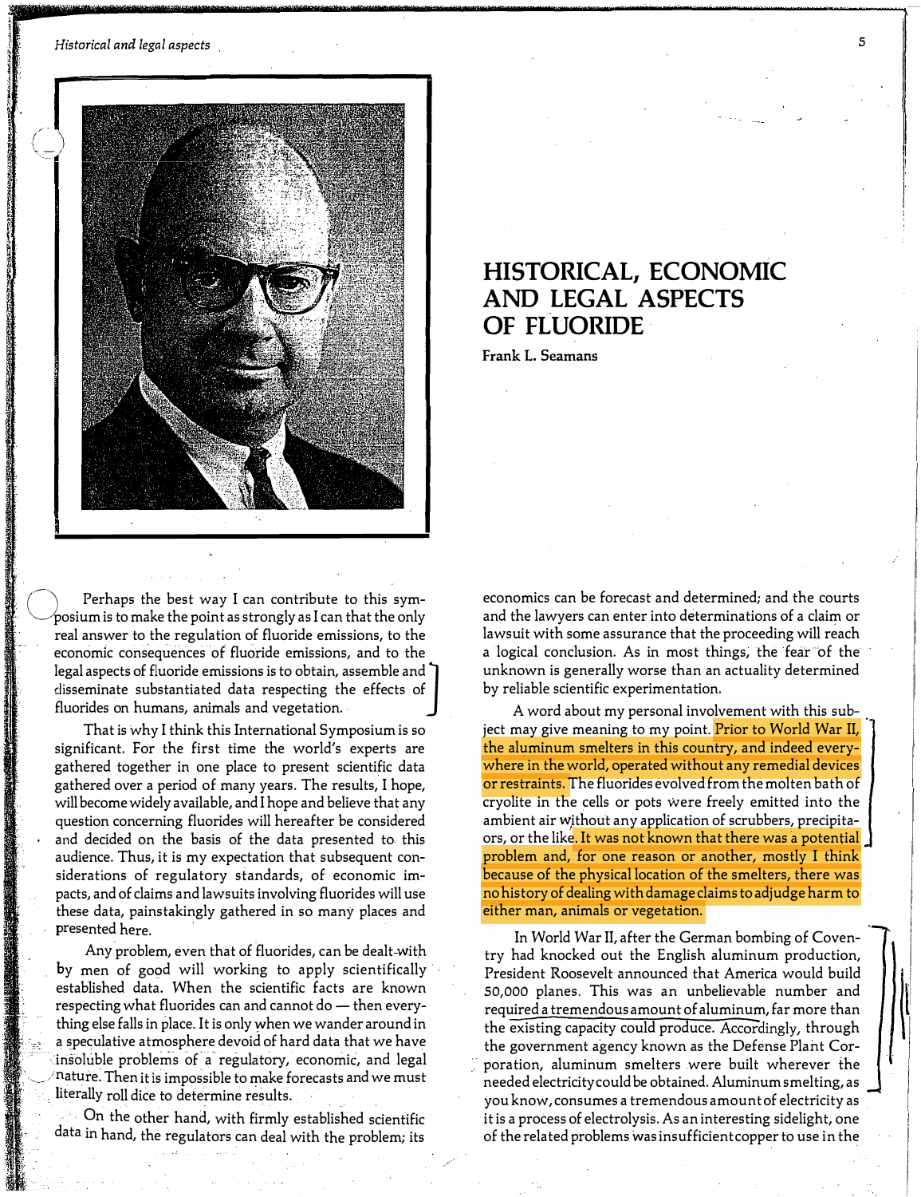# HISTORICAL, ECONOMIC AND LEGAL ASPECTS OF FLUORIDE

**Frank L. Seamans**

Perhaps the best way I can contribute to this symposium is to make the point as strongly as I can that the only real answer to the regulation of fluoride emissions, to the economic consequences of fluoride emissions, and to the legal aspects of fluoride emissions is to obtain, assemble and disseminate substantiated data respecting the effects of fluorides on humans, animals and vegetation.

That is why I think this International Symposium is so significant. For the first time the world's experts are gathered together in one place to present scientific data gathered over a period of many years. The results, I hope, will become widely available, and I hope and believe that any question concerning fluorides will hereafter be considered and decided on the basis of the data presented to this audience. Thus, it is my expectation that subsequent considerations of regulatory standards, of economic impacts, and of claims and lawsuits involving fluorides will use these data, painstakingly gathered in so many places and presented here.

Any problem, even that of fluorides, can be dealt with by men of good will working to apply scientifically established data. When the scientific facts are known respecting what fluorides can and cannot do — then everything else falls in place. It is only when we wander around in a speculative atmosphere devoid of hard data that we have insoluble problems of a regulatory, economic, and legal nature. Then it is impossible to make forecasts and we must literally roll dice to determine results.

On the other hand, with firmly established scientific data in hand, the regulators can deal with the problem; its economics can be forecast and determined; and the courts and the lawyers can enter into determinations of a claim or lawsuit with some assurance that the proceeding will reach a logical conclusion. As in most things, the fear of the unknown is generally worse than an actuality determined by reliable scientific experimentation.

A word about my personal involvement with this subject may give meaning to my point. Prior to World War II, the aluminum smelters in this country, and indeed everywhere in the world, operated without any remedial devices or restraints. The fluorides evolved from the molten bath of cryolite in the cells or pots were freely emitted into the ambient air without any application of scrubbers, precipitators, or the like. It was not known that there was a potential problem and, for one reason or another, mostly I think because of the physical location of the smelters, there was no history of dealing with damage claims to adjudge harm to either man, animals or vegetation.

In World War II, after the German bombing of Coventry had knocked out the English aluminum production, President Roosevelt announced that America would build 50,000 planes. This was an unbelievable number and required a tremendous amount of aluminum, far more than the existing capacity could produce. Accordingly, through the government agency known as the Defense Plant Corporation, aluminum smelters were built wherever the needed electricity could be obtained. Aluminum smelting, as you know, consumes a tremendous amount of electricity as it is a process of electrolysis. As an interesting sidelight, one of the related problems was insufficient copper to use in the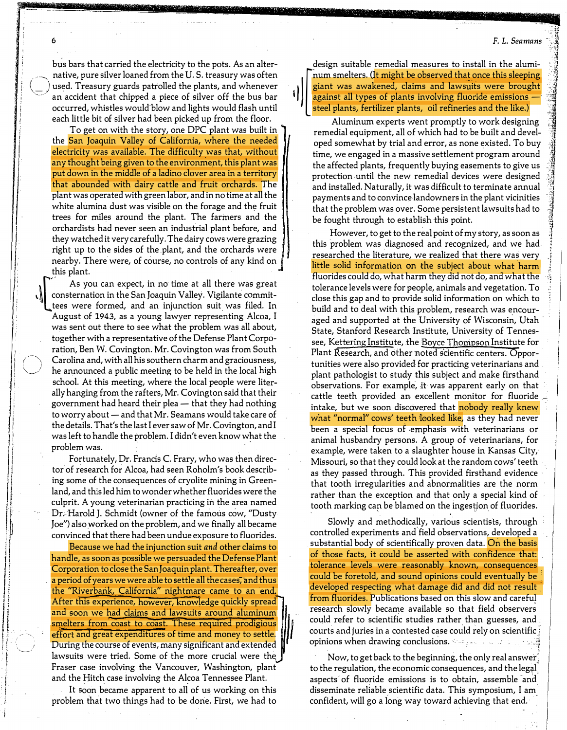bus bars that carried the electricity to the pots. As an alternative, pure silver loaned from the U. S. treasury was often used. Treasury guards patrolled the plants, and whenever an accident that chipped a piece of silver off the bus bar occurred, whistles would blow and lights would flash until each little bit of silver had been picked up from the floor.

To get on with the story, one DPC plant was built in the San Joaquin Valley of California, where the needed electricity was available. The difficulty was that, without any thought being given to the environment, this plant was put down in the middle of a ladino clover area in a territory that abounded with dairy cattle and fruit orchards. The plant was operated with green labor, and in no time at all the white alumina dust was visible on the forage and the fruit trees for miles around the plant. The farmers and the orchardists had never seen an industrial plant before, and they watched it very carefully. The dairy cows were grazing right up to the sides of the plant, and the orchards were nearby. There were, of course, no controls of any kind on this plant.

As you can expect, in no time at all there was great consternation in the San Joaquin Valley. Vigilante committees were formed, and an injunction suit was filed. In August of 1943, as a young lawyer representing Alcoa, I was sent out there to see what the problem was all about, together with a representative of the Defense Plant Corporation, Ben W. Covington. Mr. Covington was from South Carolina and, with all his southern charm and graciousness, he announced a public meeting to be held in the local high school. At this meeting, where the local people were literally hanging from the rafters, Mr. Covington said that their government had heard their plea — that they had nothing to worry about — and that Mr. Seamans would take care of the details. That's the last I ever saw of Mr. Covington, and I was left to handle the problem. I didn't even know what the problem was.

Fortunately, Dr. Francis C. Frary, who was then director of research for Alcoa, had seen Roholm's book describing some of the consequences of cryolite mining in Greenland, and this led him to wonder whether fluorides were the culprit. A young veterinarian practicing in the area named Dr. Harold J. Schmidt (owner of the famous cow, "Dusty Joe") also worked on the problem, and we finally all became convinced that there had been undue exposure to fluorides.

Because we had the injunction suit *and* other claims to handle, as soon as possible we persuaded the Defense Plant Corporation to close the San Joaquin plant. Thereafter, over a period of years we were able to settle all the cases, and thus the "Riverbank, California" nightmare came to an end. After this experience, however, knowledge quickly spread and soon we had claims and lawsuits around aluminum smelters from coast to coast. These required prodigious effort and great expenditures of time and money to settle. During the course of events, many significant and extended lawsuits were tried. Some of the more crucial were the Fraser case involving the Vancouver, Washington, plant and the Hitch case involving the Alcoa Tennessee Plant.

It soon became apparent to all of us working on this problem that two things had to be done. First, we had to design suitable remedial measures to install in the aluminum smelters. (It might be observed that once this sleeping giant was awakened, claims and lawsuits were brought against all types of plants involving fluoride emissions — steel plants, fertilizer plants, oil refineries and the like.)

Aluminum experts went promptly to work designing remedial equipment, all of which had to be built and developed somewhat by trial and error, as none existed. To buy time, we engaged in a massive settlement program around the affected plants, frequently buying easements to give us protection until the new remedial devices were designed and installed. Naturally, it was difficult to terminate annual payments and to convince landowners in the plant vicinities that the problem was over. Some persistent lawsuits had to be fought through to establish this point.

However, to get to the real point of my story, as soon as this problem was diagnosed and recognized, and we had researched the literature, we realized that there was very little solid information on the subject about what harm fluorides could do, what harm they did not do, and what the tolerance levels were for people, animals and vegetation. To close this gap and to provide solid information on which to build and to deal with this problem, research was encouraged and supported at the University of Wisconsin, Utah State, Stanford Research Institute, University of Tennessee, Kettering Institute, the Boyce Thompson Institute for Plant Research, and other noted scientific centers. Opportunities were also provided for practicing veterinarians and plant pathologist to study this subject and make firsthand observations. For example, it was apparent early on that cattle teeth provided an excellent monitor for fluoride intake, but we soon discovered that nobody really knew what "normal" cows' teeth looked like, as they had never been a special focus of emphasis with veterinarians or animal husbandry persons. A group of veterinarians, for example, were taken to a slaughter house in Kansas City, Missouri, so that they could look at the random cows' teeth as they passed through. This provided firsthand evidence that tooth irregularities and abnormalities are the norm rather than the exception and that only a special kind of tooth marking can be blamed on the ingestion of fluorides.

Slowly and methodically, various scientists, through controlled experiments and field observations, developed a substantial body of scientifically proven data. On the basis of those facts, it could be asserted with confidence that: tolerance levels were reasonably known, consequences could be foretold, and sound opinions could eventually be developed respecting what damage did and did not result from fluorides. Publications based on this slow and careful research slowly became available so that field observers could refer to scientific studies rather than guesses, and courts and juries in a contested case could rely on scientific opinions when drawing conclusions.

Now, to get back to the beginning, the only real answer to the regulation, the economic consequences, and the legal aspects of fluoride emissions is to obtain, assemble and disseminate reliable scientific data. This symposium, I am confident, will go a long way toward achieving that end.